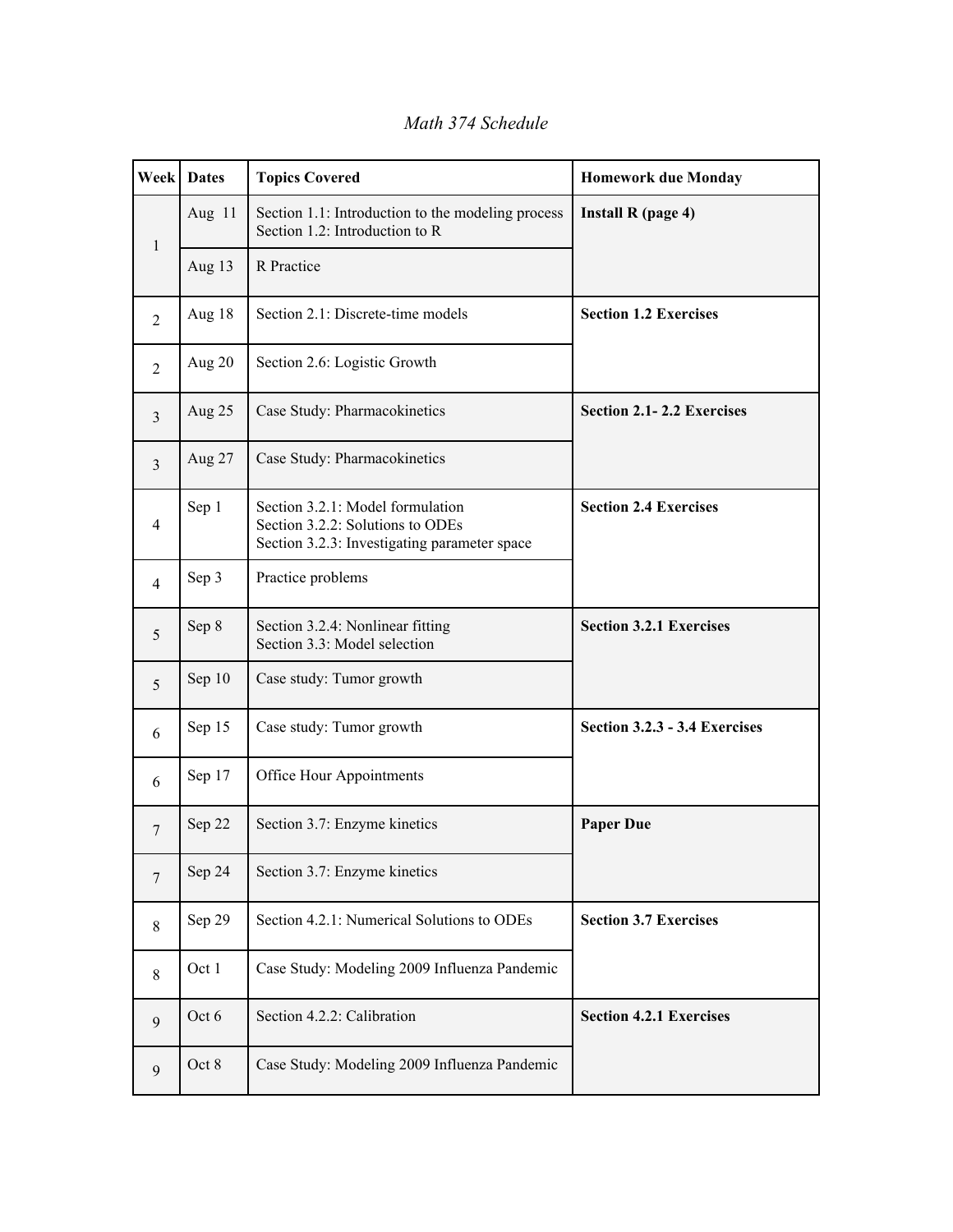*Math 374 Schedule*

| Week | Dates | Topics Covered | Homework due Monday |
|---|---|---|---|
| 1 | Aug 11 | Section 1.1: Introduction to the modeling process<br>Section 1.2: Introduction to R | **Install R (page 4)** |
| | Aug 13 | R Practice | |
| 2 | Aug 18 | Section 2.1: Discrete-time models | **Section 1.2 Exercises** |
| 2 | Aug 20 | Section 2.6: Logistic Growth | |
| 3 | Aug 25 | Case Study: Pharmacokinetics | **Section 2.1- 2.2 Exercises** |
| 3 | Aug 27 | Case Study: Pharmacokinetics | |
| 4 | Sep 1 | Section 3.2.1: Model formulation<br>Section 3.2.2: Solutions to ODEs<br>Section 3.2.3: Investigating parameter space | **Section 2.4 Exercises** |
| 4 | Sep 3 | Practice problems | |
| 5 | Sep 8 | Section 3.2.4: Nonlinear fitting<br>Section 3.3: Model selection | **Section 3.2.1 Exercises** |
| 5 | Sep 10 | Case study: Tumor growth | |
| 6 | Sep 15 | Case study: Tumor growth | **Section 3.2.3 - 3.4 Exercises** |
| 6 | Sep 17 | Office Hour Appointments | |
| 7 | Sep 22 | Section 3.7: Enzyme kinetics | **Paper Due** |
| 7 | Sep 24 | Section 3.7: Enzyme kinetics | |
| 8 | Sep 29 | Section 4.2.1: Numerical Solutions to ODEs | **Section 3.7 Exercises** |
| 8 | Oct 1 | Case Study: Modeling 2009 Influenza Pandemic | |
| 9 | Oct 6 | Section 4.2.2: Calibration | **Section 4.2.1 Exercises** |
| 9 | Oct 8 | Case Study: Modeling 2009 Influenza Pandemic | |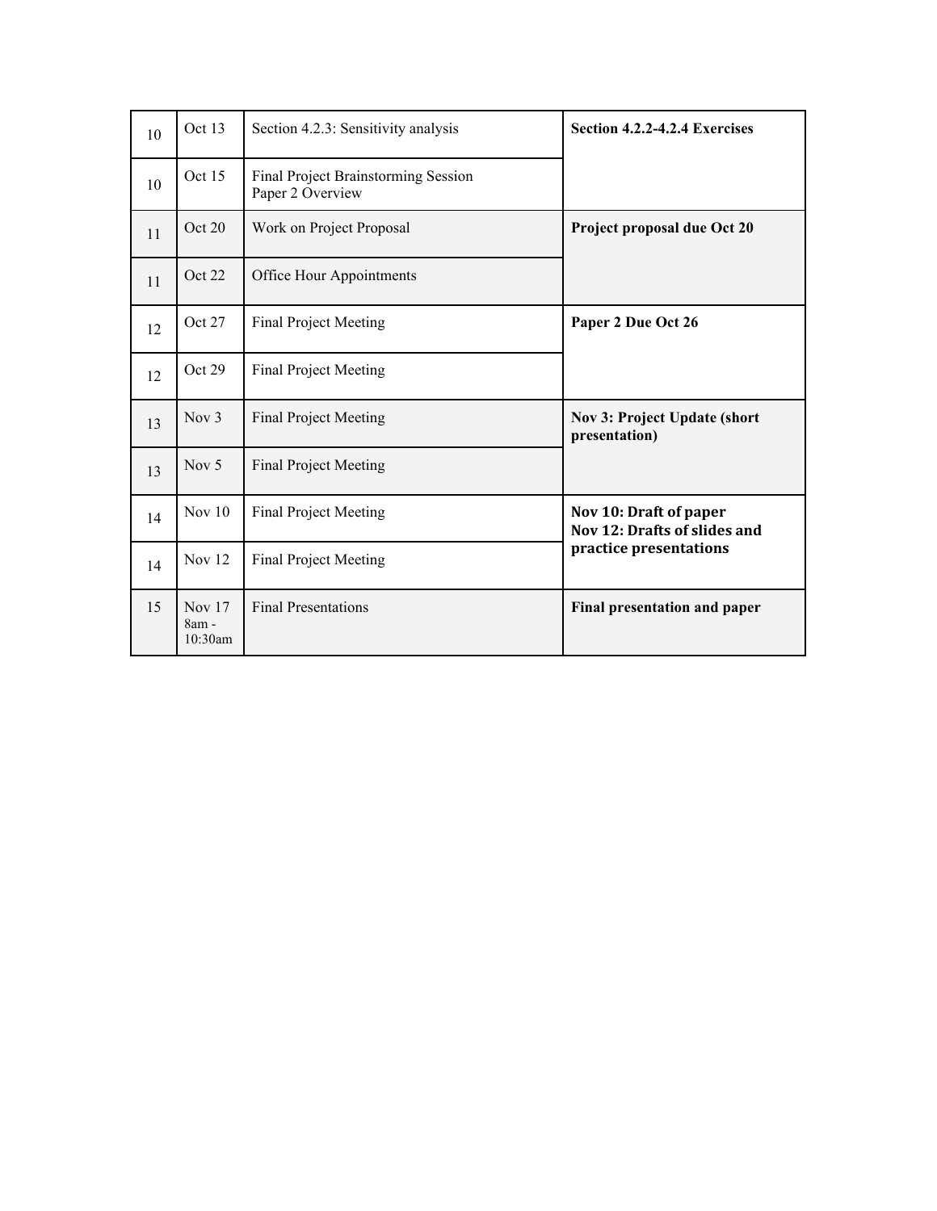| | | | |
|---|---|---|---|
| 10 | Oct 13 | Section 4.2.3: Sensitivity analysis | **Section 4.2.2-4.2.4 Exercises** |
| 10 | Oct 15 | Final Project Brainstorming Session<br>Paper 2 Overview | |
| 11 | Oct 20 | Work on Project Proposal | **Project proposal due Oct 20** |
| 11 | Oct 22 | Office Hour Appointments | |
| 12 | Oct 27 | Final Project Meeting | **Paper 2 Due Oct 26** |
| 12 | Oct 29 | Final Project Meeting | |
| 13 | Nov 3 | Final Project Meeting | **Nov 3: Project Update (short presentation)** |
| 13 | Nov 5 | Final Project Meeting | |
| 14 | Nov 10 | Final Project Meeting | **Nov 10: Draft of paper**<br>**Nov 12: Drafts of slides and practice presentations** |
| 14 | Nov 12 | Final Project Meeting | |
| 15 | Nov 17<br>8am - 10:30am | Final Presentations | **Final presentation and paper** |